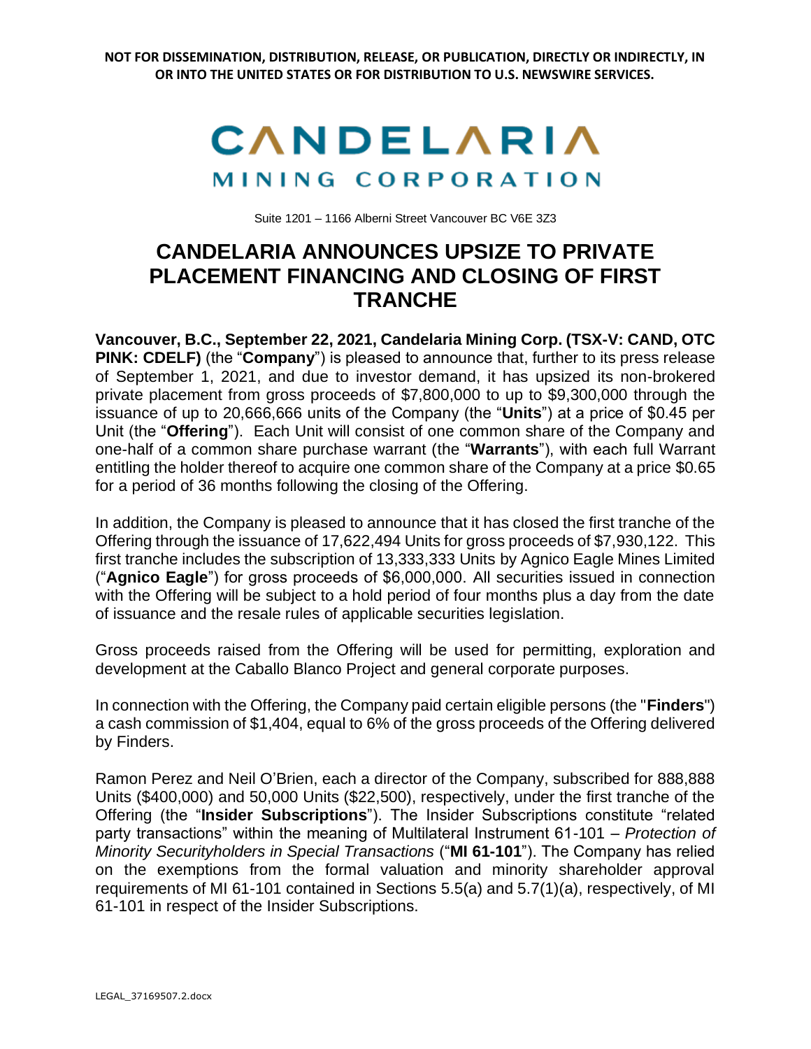**NOT FOR DISSEMINATION, DISTRIBUTION, RELEASE, OR PUBLICATION, DIRECTLY OR INDIRECTLY, IN OR INTO THE UNITED STATES OR FOR DISTRIBUTION TO U.S. NEWSWIRE SERVICES.**

CANDELARIA MINING CORPORATION

Suite 1201 – 1166 Alberni Street Vancouver BC V6E 3Z3

# CANDELARIA ANNOUNCES UPSIZE TO PRIVATE PLACEMENT FINANCING AND CLOSING OF FIRST TRANCHE

**Vancouver, B.C., September 22, 2021, Candelaria Mining Corp. (TSX-V: CAND, OTC PINK: CDELF)** (the "**Company**") is pleased to announce that, further to its press release of September 1, 2021, and due to investor demand, it has upsized its non-brokered private placement from gross proceeds of $7,800,000 to up to $9,300,000 through the issuance of up to 20,666,666 units of the Company (the "**Units**") at a price of $0.45 per Unit (the "**Offering**"). Each Unit will consist of one common share of the Company and one-half of a common share purchase warrant (the "**Warrants**"), with each full Warrant entitling the holder thereof to acquire one common share of the Company at a price $0.65 for a period of 36 months following the closing of the Offering.

In addition, the Company is pleased to announce that it has closed the first tranche of the Offering through the issuance of 17,622,494 Units for gross proceeds of $7,930,122. This first tranche includes the subscription of 13,333,333 Units by Agnico Eagle Mines Limited ("**Agnico Eagle**") for gross proceeds of $6,000,000. All securities issued in connection with the Offering will be subject to a hold period of four months plus a day from the date of issuance and the resale rules of applicable securities legislation.

Gross proceeds raised from the Offering will be used for permitting, exploration and development at the Caballo Blanco Project and general corporate purposes.

In connection with the Offering, the Company paid certain eligible persons (the "**Finders**") a cash commission of $1,404, equal to 6% of the gross proceeds of the Offering delivered by Finders.

Ramon Perez and Neil O'Brien, each a director of the Company, subscribed for 888,888 Units ($400,000) and 50,000 Units ($22,500), respectively, under the first tranche of the Offering (the "**Insider Subscriptions**"). The Insider Subscriptions constitute "related party transactions" within the meaning of Multilateral Instrument 61-101 – *Protection of Minority Securityholders in Special Transactions* ("**MI 61-101**"). The Company has relied on the exemptions from the formal valuation and minority shareholder approval requirements of MI 61-101 contained in Sections 5.5(a) and 5.7(1)(a), respectively, of MI 61-101 in respect of the Insider Subscriptions.

LEGAL_37169507.2.docx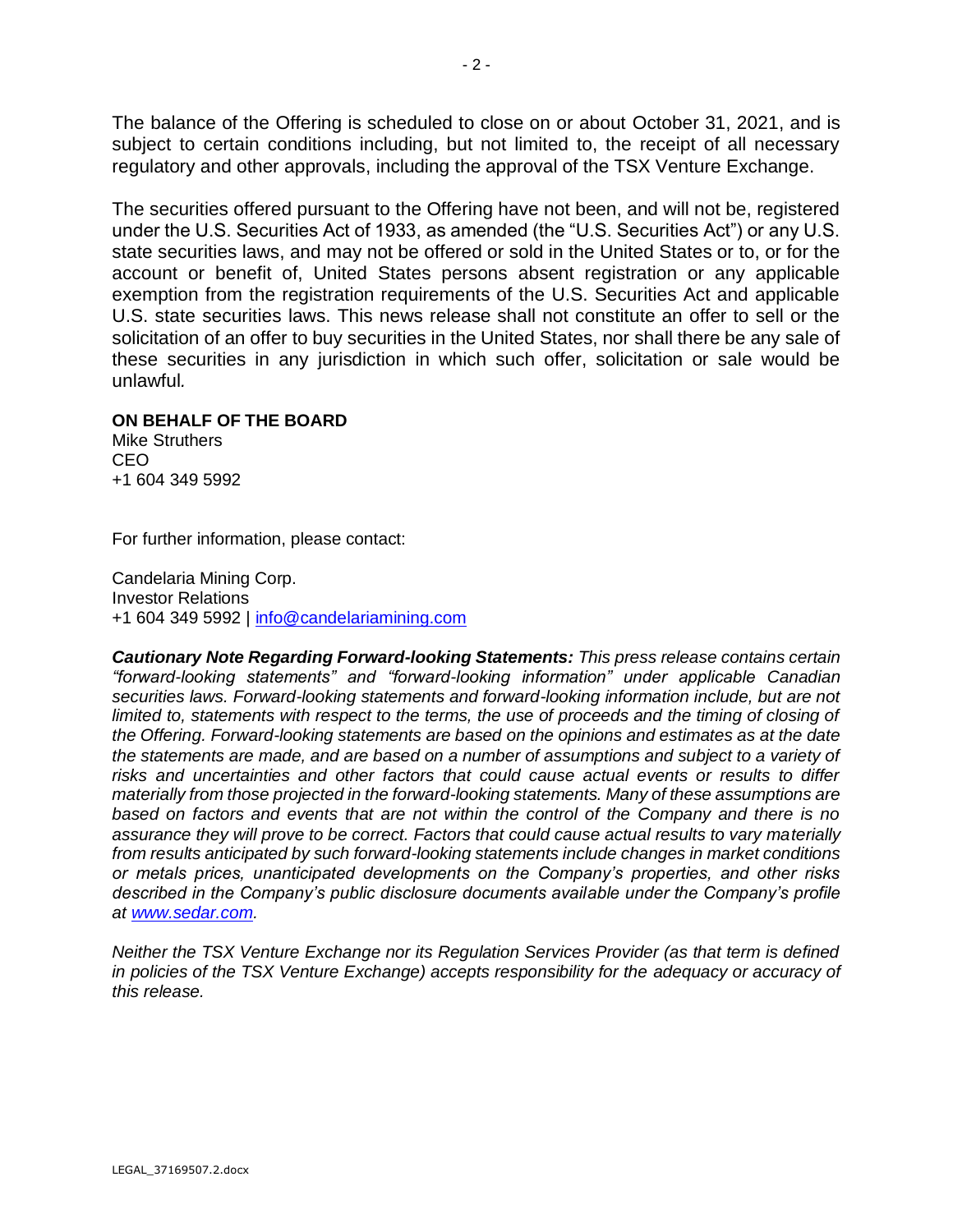The balance of the Offering is scheduled to close on or about October 31, 2021, and is subject to certain conditions including, but not limited to, the receipt of all necessary regulatory and other approvals, including the approval of the TSX Venture Exchange.

The securities offered pursuant to the Offering have not been, and will not be, registered under the U.S. Securities Act of 1933, as amended (the "U.S. Securities Act") or any U.S. state securities laws, and may not be offered or sold in the United States or to, or for the account or benefit of, United States persons absent registration or any applicable exemption from the registration requirements of the U.S. Securities Act and applicable U.S. state securities laws. This news release shall not constitute an offer to sell or the solicitation of an offer to buy securities in the United States, nor shall there be any sale of these securities in any jurisdiction in which such offer, solicitation or sale would be unlawful.

**ON BEHALF OF THE BOARD**
Mike Struthers
CEO
+1 604 349 5992

For further information, please contact:

Candelaria Mining Corp.
Investor Relations
+1 604 349 5992 | info@candelariamining.com

***Cautionary Note Regarding Forward-looking Statements:*** *This press release contains certain "forward-looking statements" and "forward-looking information" under applicable Canadian securities laws. Forward-looking statements and forward-looking information include, but are not limited to, statements with respect to the terms, the use of proceeds and the timing of closing of the Offering. Forward-looking statements are based on the opinions and estimates as at the date the statements are made, and are based on a number of assumptions and subject to a variety of risks and uncertainties and other factors that could cause actual events or results to differ materially from those projected in the forward-looking statements. Many of these assumptions are based on factors and events that are not within the control of the Company and there is no assurance they will prove to be correct. Factors that could cause actual results to vary materially from results anticipated by such forward-looking statements include changes in market conditions or metals prices, unanticipated developments on the Company's properties, and other risks described in the Company's public disclosure documents available under the Company's profile at www.sedar.com.*

*Neither the TSX Venture Exchange nor its Regulation Services Provider (as that term is defined in policies of the TSX Venture Exchange) accepts responsibility for the adequacy or accuracy of this release.*

LEGAL_37169507.2.docx